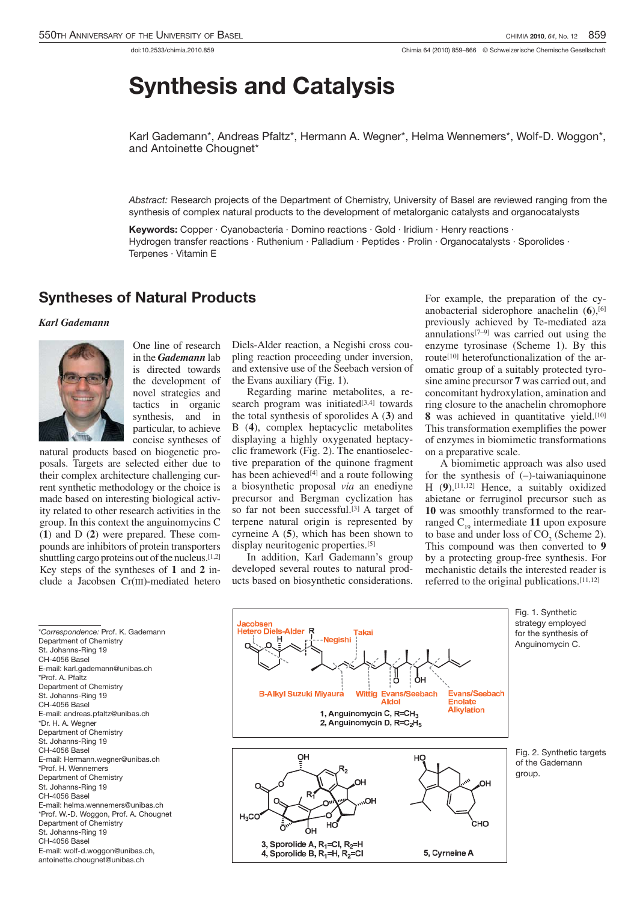doi:10.2533/chimia.2010.859

# Synthesis and Catalysis

Karl Gademann*, Andreas Pfaltz*, Hermann A. Wegner*, Helma Wennemers*, Wolf-D. Woggon*, and Antoinette Chougnet*

*Abstract:* Research projects of the Department of Chemistry, University of Basel are reviewed ranging from the synthesis of complex natural products to the development of metalorganic catalysts and organocatalysts

**Keywords:** Copper · Cyanobacteria · Domino reactions · Gold · Iridium · Henry reactions · Hydrogen transfer reactions · Ruthenium · Palladium · Peptides · Prolin · Organocatalysts · Sporolides · Terpenes · Vitamin E

## Syntheses of Natural Products

### *Karl Gademann*

One line of research in the ***Gademann*** lab is directed towards the development of novel strategies and tactics in organic synthesis, and in particular, to achieve concise syntheses of natural products based on biogenetic proposals. Targets are selected either due to their complex architecture challenging current synthetic methodology or the choice is made based on interesting biological activity related to other research activities in the group. In this context the anguinomycins C (**1**) and D (**2**) were prepared. These compounds are inhibitors of protein transporters shuttling cargo proteins out of the nucleus.[1,2] Key steps of the syntheses of **1** and **2** include a Jacobsen Cr(III)-mediated hetero Diels-Alder reaction, a Negishi cross coupling reaction proceeding under inversion, and extensive use of the Seebach version of the Evans auxiliary (Fig. 1).

Regarding marine metabolites, a research program was initiated[3,4] towards the total synthesis of sporolides A (**3**) and B (**4**), complex heptacyclic metabolites displaying a highly oxygenated heptacyclic framework (Fig. 2). The enantioselective preparation of the quinone fragment has been achieved[4] and a route following a biosynthetic proposal *via* an enediyne precursor and Bergman cyclization has so far not been successful.[3] A target of terpene natural origin is represented by cyrneine A (**5**), which has been shown to display neuritogenic properties.[5]

In addition, Karl Gademann's group developed several routes to natural products based on biosynthetic considerations. For example, the preparation of the cyanobacterial siderophore anachelin (**6**),[6] previously achieved by Te-mediated aza annulations[7–9] was carried out using the enzyme tyrosinase (Scheme 1). By this route[10] heterofunctionalization of the aromatic group of a suitably protected tyrosine amine precursor **7** was carried out, and concomitant hydroxylation, amination and ring closure to the anachelin chromophore **8** was achieved in quantitative yield.[10] This transformation exemplifies the power of enzymes in biomimetic transformations on a preparative scale.

A biomimetic approach was also used for the synthesis of (–)-taiwaniaquinone H (**9**).[11,12] Hence, a suitably oxidized abietane or ferruginol precursor such as **10** was smoothly transformed to the rearranged $C_{19}$ intermediate **11** upon exposure to base and under loss of $CO_2$ (Scheme 2). This compound was then converted to **9** by a protecting group-free synthesis. For mechanistic details the interested reader is referred to the original publications.[11,12]

Fig. 1. Synthetic strategy employed for the synthesis of Anguinomycin C.

Fig. 2. Synthetic targets of the Gademann group.

*Correspondence: Prof. K. Gademann
Department of Chemistry
St. Johanns-Ring 19
CH-4056 Basel
E-mail: karl.gademann@unibas.ch
*Prof. A. Pfaltz
Department of Chemistry
St. Johanns-Ring 19
CH-4056 Basel
E-mail: andreas.pfaltz@unibas.ch
*Dr. H. A. Wegner
Department of Chemistry
St. Johanns-Ring 19
CH-4056 Basel
E-mail: Hermann.wegner@unibas.ch
*Prof. H. Wennemers
Department of Chemistry
St. Johanns-Ring 19
CH-4056 Basel
E-mail: helma.wennemers@unibas.ch
*Prof. W.-D. Woggon, Prof. A. Chougnet
Department of Chemistry
St. Johanns-Ring 19
CH-4056 Basel
E-mail: wolf-d.woggon@unibas.ch,
antoinette.chougnet@unibas.ch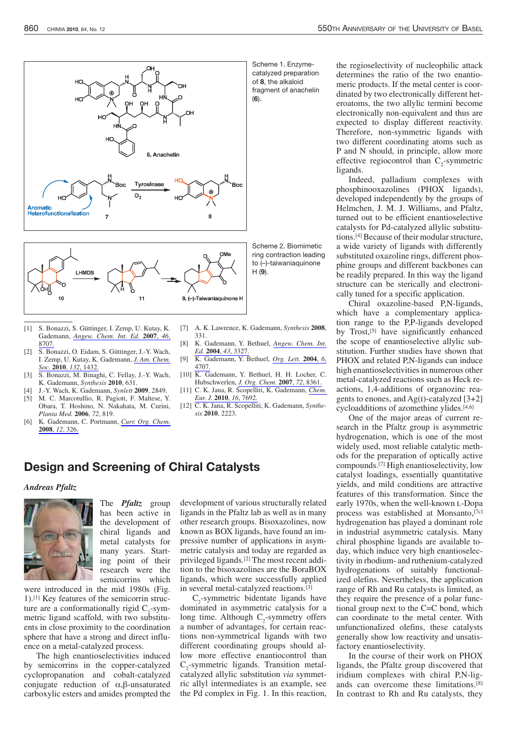Scheme 1. Enzyme-catalyzed preparation of **8**, the alkaloid fragment of anachelin (**6**).

Scheme 2. Biomimetic ring contraction leading to (–)-taiwaniaquinone H (**9**).

[1] S. Bonazzi, S. Güttinger, I. Zemp, U. Kutay, K. Gademann, *Angew. Chem. Int. Ed.* **2007**, *46*, 8707.
[2] S. Bonazzi, O. Eidam, S. Güttinger, J.-Y. Wach, I. Zemp, U. Kutay, K. Gademann, *J. Am. Chem. Soc.* **2010**, *132*, 1432.
[3] S. Bonazzi, M. Binaghi, C. Fellay, J.-Y. Wach, K. Gademann, *Synthesis* **2010**, 631.
[4] J.-Y. Wach, K. Gademann, *Synlett* **2009**, 2849.
[5] M. C. Marcotullio, R. Pagiott, F. Maltese, Y. Obara, T. Hoshino, N. Nakahata, M. Curini, *Planta Med.* **2006**, *72*, 819.
[6] K. Gademann, C. Portmann, *Curr. Org. Chem.* **2008**, *12*, 326.
[7] A. K. Lawrence, K. Gademann, *Synthesis* **2008**, 331.
[8] K. Gademann, Y. Bethuel, *Angew. Chem. Int. Ed.* **2004**, *43*, 3327.
[9] K. Gademann, Y. Bethuel, *Org. Lett.* **2004**, *6*, 4707.
[10] K. Gademann, Y. Bethuel, H. H. Locher, C. Hubschwerlen, *J. Org. Chem.* **2007**, *72*, 8361.
[11] C. K. Jana, R. Scopelliti, K. Gademann, *Chem. Eur. J.* **2010**, *16*, 7692.
[12] C. K. Jana, R. Scopelliti, K. Gademann, *Synthesis* **2010**, 2223.

## Design and Screening of Chiral Catalysts

***Andreas Pfaltz***

The ***Pfaltz*** group has been active in the development of chiral ligands and metal catalysts for many years. Starting point of their research were the semicorrins which were introduced in the mid 1980s (Fig. 1).[1] Key features of the semicorrin structure are a conformationally rigid $C_2$-symmetric ligand scaffold, with two substituents in close proximity to the coordination sphere that have a strong and direct influence on a metal-catalyzed process.

The high enantioselectivities induced by semicorrins in the copper-catalyzed cyclopropanation and cobalt-catalyzed conjugate reduction of α,β-unsaturated carboxylic esters and amides prompted the development of various structurally related ligands in the Pfaltz lab as well as in many other research groups. Bisoxazolines, now known as BOX ligands, have found an impressive number of applications in asymmetric catalysis and today are regarded as privileged ligands.[2] The most recent addition to the bisoxazolines are the BoraBOX ligands, which were successfully applied in several metal-catalyzed reactions.[3]

$C_2$-symmetric bidentate ligands have dominated in asymmetric catalysis for a long time. Although $C_2$-symmetry offers a number of advantages, for certain reactions non-symmetrical ligands with two different coordinating groups should allow more effective enantiocontrol than $C_2$-symmetric ligands. Transition metal-catalyzed allylic substitution *via* symmetric allyl intermediates is an example, see the Pd complex in Fig. 1. In this reaction, the regioselectivity of nucleophilic attack determines the ratio of the two enantiomeric products. If the metal center is coordinated by two electronically different heteroatoms, the two allylic termini become electronically non-equivalent and thus are expected to display different reactivity. Therefore, non-symmetric ligands with two different coordinating atoms such as P and N should, in principle, allow more effective regiocontrol than $C_2$-symmetric ligands.

Indeed, palladium complexes with phosphinooxazolines (PHOX ligands), developed independently by the groups of Helmchen, J. M. J. Williams, and Pfaltz, turned out to be efficient enantioselective catalysts for Pd-catalyzed allylic substitutions.[4] Because of their modular structure, a wide variety of ligands with differently substituted oxazoline rings, different phosphine groups and different backbones can be readily prepared. In this way the ligand structure can be sterically and electronically tuned for a specific application.

Chiral oxazoline-based P,N-ligands, which have a complementary application range to the P,P-ligands developed by Trost,[5] have significantly enhanced the scope of enantioselective allylic substitution. Further studies have shown that PHOX and related P,N-ligands can induce high enantioselectivities in numerous other metal-catalyzed reactions such as Heck reactions, 1,4-additions of organozinc reagents to enones, and Ag(I)-catalyzed [3+2] cycloadditions of azomethine ylides.[4,6]

One of the major areas of current research in the Pfaltz group is asymmetric hydrogenation, which is one of the most widely used, most reliable catalytic methods for the preparation of optically active compounds.[7] High enantioselectivity, low catalyst loadings, essentially quantitative yields, and mild conditions are attractive features of this transformation. Since the early 1970s, when the well-known L-Dopa process was established at Monsanto,[7c] hydrogenation has played a dominant role in industrial asymmetric catalysis. Many chiral phosphine ligands are available today, which induce very high enantioselectivity in rhodium- and ruthenium-catalyzed hydrogenations of suitably functionalized olefins. Nevertheless, the application range of Rh and Ru catalysts is limited, as they require the presence of a polar functional group next to the C=C bond, which can coordinate to the metal center. With unfunctionalized olefins, these catalysts generally show low reactivity and unsatisfactory enantioselectivity.

In the course of their work on PHOX ligands, the Pfaltz group discovered that iridium complexes with chiral P,N-ligands can overcome these limitations.[8] In contrast to Rh and Ru catalysts, they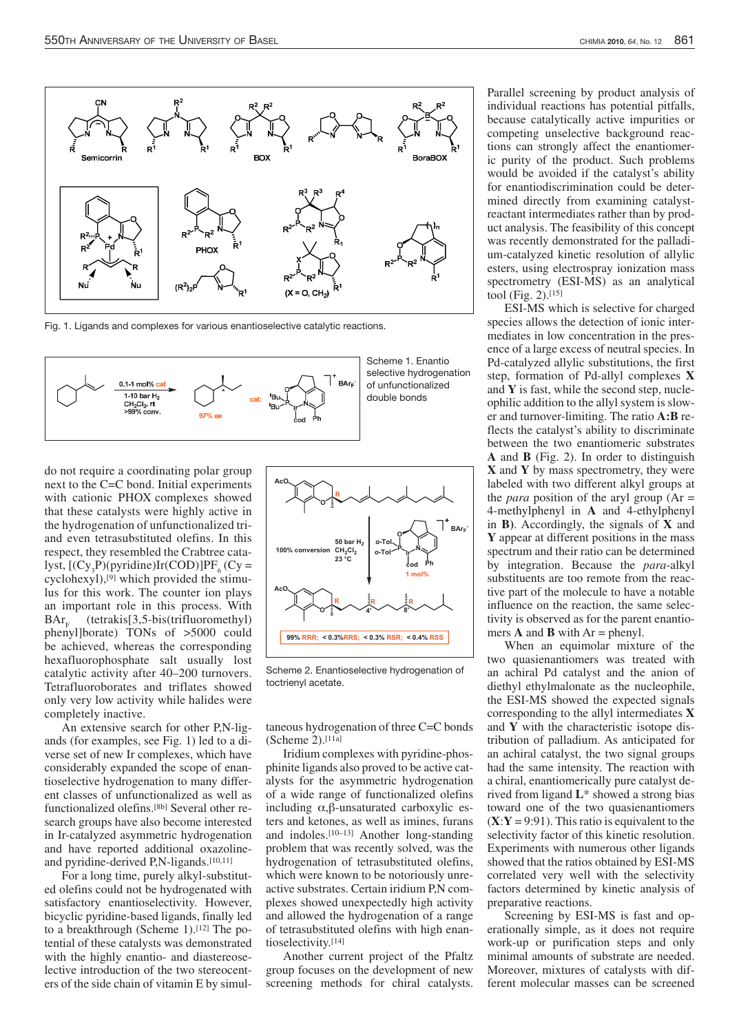Fig. 1. Ligands and complexes for various enantioselective catalytic reactions.

Scheme 1. Enantio selective hydrogenation of unfunctionalized double bonds

do not require a coordinating polar group next to the C=C bond. Initial experiments with cationic PHOX complexes showed that these catalysts were highly active in the hydrogenation of unfunctionalized tri- and even tetrasubstituted olefins. In this respect, they resembled the Crabtree catalyst, $[(Cy_3P)(pyridine)Ir(COD)]PF_6$ (Cy = cyclohexyl),[9] which provided the stimulus for this work. The counter ion plays an important role in this process. With $BAr_F$ (tetrakis[3,5-bis(trifluoromethyl) phenyl]borate) TONs of >5000 could be achieved, whereas the corresponding hexafluorophosphate salt usually lost catalytic activity after 40–200 turnovers. Tetrafluoroborates and triflates showed only very low activity while halides were completely inactive.

An extensive search for other P,N-ligands (for examples, see Fig. 1) led to a diverse set of new Ir complexes, which have considerably expanded the scope of enantioselective hydrogenation to many different classes of unfunctionalized as well as functionalized olefins.[8b] Several other research groups have also become interested in Ir-catalyzed asymmetric hydrogenation and have reported additional oxazoline- and pyridine-derived P,N-ligands.[10,11]

For a long time, purely alkyl-substituted olefins could not be hydrogenated with satisfactory enantioselectivity. However, bicyclic pyridine-based ligands, finally led to a breakthrough (Scheme 1).[12] The potential of these catalysts was demonstrated with the highly enantio- and diastereoselective introduction of the two stereocenters of the side chain of vitamin E by simultaneous hydrogenation of three C=C bonds (Scheme 2).[11a]

Scheme 2. Enantioselective hydrogenation of toctrienyl acetate.

Iridium complexes with pyridine-phosphite ligands also proved to be active catalysts for the asymmetric hydrogenation of a wide range of functionalized olefins including α,β-unsaturated carboxylic esters and ketones, as well as imines, furans and indoles.[10–13] Another long-standing problem that was recently solved, was the hydrogenation of tetrasubstituted olefins, which were known to be notoriously unreactive substrates. Certain iridium P,N complexes showed unexpectedly high activity and allowed the hydrogenation of a range of tetrasubstituted olefins with high enantioselectivity.[14]

Another current project of the Pfaltz group focuses on the development of new screening methods for chiral catalysts. Parallel screening by product analysis of individual reactions has potential pitfalls, because catalytically active impurities or competing unselective background reactions can strongly affect the enantiomeric purity of the product. Such problems would be avoided if the catalyst's ability for enantiodiscrimination could be determined directly from examining catalyst-reactant intermediates rather than by product analysis. The feasibility of this concept was recently demonstrated for the palladium-catalyzed kinetic resolution of allylic esters, using electrospray ionization mass spectrometry (ESI-MS) as an analytical tool (Fig. 2).[15]

ESI-MS which is selective for charged species allows the detection of ionic intermediates in low concentration in the presence of a large excess of neutral species. In Pd-catalyzed allylic substitutions, the first step, formation of Pd-allyl complexes **X** and **Y** is fast, while the second step, nucleophilic addition to the allyl system is slower and turnover-limiting. The ratio **A**:**B** reflects the catalyst's ability to discriminate between the two enantiomeric substrates **A** and **B** (Fig. 2). In order to distinguish **X** and **Y** by mass spectrometry, they were labeled with two different alkyl groups at the *para* position of the aryl group (Ar = 4-methylphenyl in **A** and 4-ethylphenyl in **B**). Accordingly, the signals of **X** and **Y** appear at different positions in the mass spectrum and their ratio can be determined by integration. Because the *para*-alkyl substituents are too remote from the reactive part of the molecule to have a notable influence on the reaction, the same selectivity is observed as for the parent enantiomers **A** and **B** with Ar = phenyl.

When an equimolar mixture of the two quasienantiomers was treated with an achiral Pd catalyst and the anion of diethyl ethylmalonate as the nucleophile, the ESI-MS showed the expected signals corresponding to the allyl intermediates **X** and **Y** with the characteristic isotope distribution of palladium. As anticipated for an achiral catalyst, the two signal groups had the same intensity. The reaction with a chiral, enantiomerically pure catalyst derived from ligand **L**\* showed a strong bias toward one of the two quasienantiomers (**X**:**Y** = 9:91). This ratio is equivalent to the selectivity factor of this kinetic resolution. Experiments with numerous other ligands showed that the ratios obtained by ESI-MS correlated very well with the selectivity factors determined by kinetic analysis of preparative reactions.

Screening by ESI-MS is fast and operationally simple, as it does not require work-up or purification steps and only minimal amounts of substrate are needed. Moreover, mixtures of catalysts with different molecular masses can be screened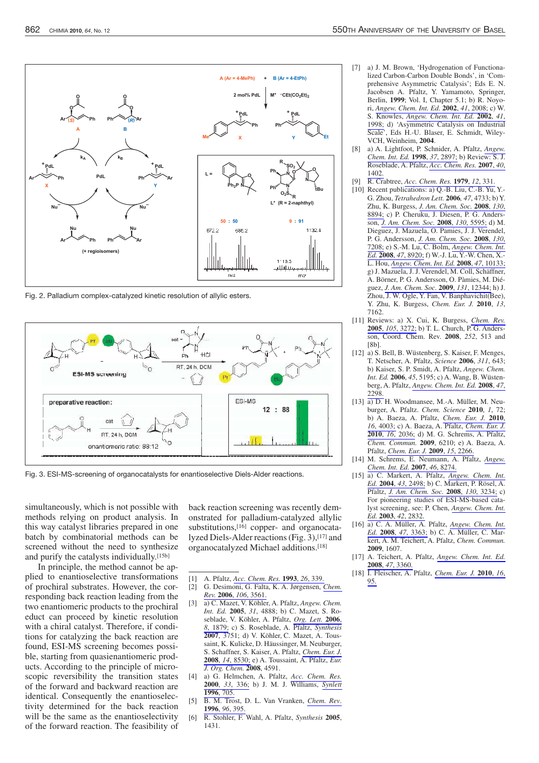Fig. 2. Palladium complex-catalyzed kinetic resolution of allylic esters.

Fig. 3. ESI-MS-screening of organocatalysts for enantioselective Diels-Alder reactions.

simultaneously, which is not possible with methods relying on product analysis. In this way catalyst libraries prepared in one batch by combinatorial methods can be screened without the need to synthesize and purify the catalysts individually.[15b]

In principle, the method cannot be applied to enantioselective transformations of prochiral substrates. However, the corresponding back reaction leading from the two enantiomeric products to the prochiral educt can proceed by kinetic resolution with a chiral catalyst. Therefore, if conditions for catalyzing the back reaction are found, ESI-MS screening becomes possible, starting from quasienantiomeric products. According to the principle of microscopic reversibility the transition states of the forward and backward reaction are identical. Consequently the enantioselectivity determined for the back reaction will be the same as the enantioselectivity of the forward reaction. The feasibility of back reaction screening was recently demonstrated for palladium-catalyzed allylic substitutions,[16] copper- and organocatalyzed Diels-Alder reactions (Fig. 3),[17] and organocatalyzed Michael additions.[18]

[1] A. Pfaltz, *Acc. Chem. Res.* **1993**, *26*, 339.

[2] G. Desimoni, G. Faita, K. A. Jørgensen, *Chem. Rev.* **2006**, *106*, 3561.

[3] a) C. Mazet, V. Köhler, A. Pfaltz, *Angew. Chem. Int. Ed.* **2005**, *31*, 4888; b) C. Mazet, S. Roseblade, V. Köhler, A. Pfaltz, *Org. Lett.* **2006**, *8*, 1879; c) S. Roseblade, A. Pfaltz, *Synthesis* **2007**, 3751; d) V. Köhler, C. Mazet, A. Toussaint, K. Kulicke, D. Häussinger, M. Neuburger, S. Schaffner, S. Kaiser, A. Pfaltz, *Chem. Eur. J.* **2008**, *14*, 8530; e) A. Toussaint, A. Pfaltz, *Eur. J. Org. Chem.* **2008**, 4591.

[4] a) G. Helmchen, A. Pfaltz, *Acc. Chem. Res.* **2000**, *33*, 336; b) J. M. J. Williams, *Synlett* **1996**, 705.

[5] B. M. Trost, D. L. Van Vranken, *Chem. Rev.* **1996**, *96*, 395.

[6] R. Stohler, F. Wahl, A. Pfaltz, *Synthesis* **2005**, 1431.

[7] a) J. M. Brown, 'Hydrogenation of Functionalized Carbon-Carbon Double Bonds', in 'Comprehensive Asymmetric Catalysis'; Eds E. N. Jacobsen A. Pfaltz, Y. Yamamoto, Springer, Berlin, **1999**; Vol. I, Chapter 5.1; b) R. Noyori, *Angew. Chem. Int. Ed.* **2002**, *41*, 2008; c) W. S. Knowles, *Angew. Chem. Int. Ed.* **2002**, *41*, 1998; d) 'Asymmetric Catalysis on Industrial Scale', Eds H.-U. Blaser, E. Schmidt, Wiley-VCH, Weinheim, **2004**.

[8] a) A. Lightfoot, P. Schnider, A. Pfaltz, *Angew. Chem. Int. Ed.* **1998**, *37*, 2897; b) Review: S. J. Roseblade, A. Pfaltz, *Acc. Chem. Res.* **2007**, *40*, 1402.

[9] R. Crabtree, *Acc. Chem. Res.* **1979**, *12*, 331.

[10] Recent publications: a) Q.-B. Liu, C.-B. Yu, Y.-G. Zhou, *Tetrahedron Lett.* **2006**, *47*, 4733; b) Y. Zhu, K. Burgess, *J. Am. Chem. Soc.* **2008**, *130*, 8894; c) P. Cheruku, J. Diesen, P. G. Andersson, *J. Am. Chem. Soc.* **2008**, *130*, 5595; d) M. Dieguez, J. Mazuela, O. Pamies, J. J. Verendel, P. G. Andersson, *J. Am. Chem. Soc.* **2008**, *130*, 7208; e) S.-M. Lu, C. Bolm, *Angew. Chem. Int. Ed.* **2008**, *47*, 8920; f) W.-J. Lu, Y.-W. Chen, X.-L. Hou, *Angew. Chem. Int. Ed.* **2008**, *47*, 10133; g) J. Mazuela, J. J. Verendel, M. Coll, Schäffner, A. Börner, P. G. Andersson, O. Pàmies, M. Diéguez, *J. Am. Chem. Soc.* **2009**, *131*, 12344; h) J. Zhou, J. W. Ogle, Y. Fan, V. Banphavichit(Bee), Y. Zhu, K. Burgess, *Chem. Eur. J.* **2010**, *13*, 7162.

[11] Reviews: a) X. Cui, K. Burgess, *Chem. Rev.* **2005**, *105*, 3272; b) T. L. Church, P. G. Andersson, Coord. Chem. Rev. **2008**, *252*, 513 and [8b].

[12] a) S. Bell, B. Wüstenberg, S. Kaiser, F. Menges, T. Netscher, A. Pfaltz, *Science* **2006**, *311*, 643; b) Kaiser, S. P. Smidt, A. Pfaltz, *Angew. Chem. Int. Ed.* **2006**, *45*, 5195; c) A. Wang, B. Wüstenberg, A. Pfaltz, *Angew. Chem. Int. Ed.* **2008**, *47*, 2298.

[13] a) D. H. Woodmansee, M.-A. Müller, M. Neuburger, A. Pfaltz. *Chem. Science* **2010**, *1*, 72; b) A. Baeza, A. Pfaltz, *Chem. Eur. J.* **2010**, *16*, 4003; c) A. Baeza, A. Pfaltz, *Chem. Eur. J.* **2010**, *16*, 2036; d) M. G. Schrems, A. Pfaltz, *Chem. Commun.* **2009**, 6210; e) A. Baeza, A. Pfaltz, *Chem. Eur. J.* **2009**, *15*, 2266.

[14] M. Schrems, E. Neumann, A. Pfaltz, *Angew. Chem. Int. Ed.* **2007**, *46*, 8274.

[15] a) C. Markert, A. Pfaltz, *Angew. Chem. Int. Ed.* **2004**, *43*, 2498; b) C. Markert, P. Rösel, A. Pfaltz, *J. Am. Chem. Soc.* **2008**, *130*, 3234; c) For pioneering studies of ESI-MS-based catalyst screening, see: P. Chen, *Angew. Chem. Int. Ed.* **2003**, *42*, 2832.

[16] a) C. A. Müller, A. Pfaltz, *Angew. Chem. Int. Ed.* **2008**, *47*, 3363; b) C. A. Müller, C. Markert, A. M. Teichert, A. Pfaltz, *Chem. Commun.* **2009**, 1607.

[17] A. Teichert, A. Pfaltz, *Angew. Chem. Int. Ed.* **2008**, *47*, 3360.

[18] I. Fleischer, A. Pfaltz, *Chem. Eur. J.* **2010**, *16*, 95.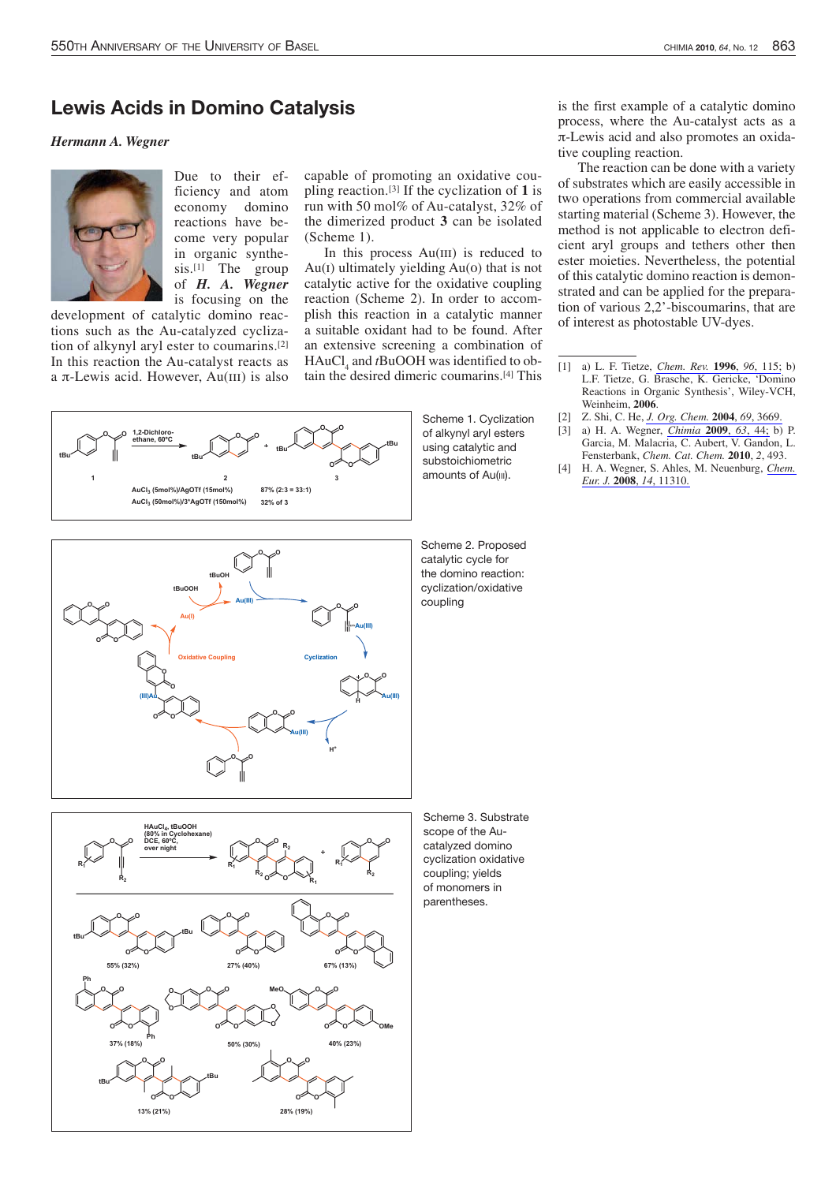# Lewis Acids in Domino Catalysis

*Hermann A. Wegner*

Due to their efficiency and atom economy domino reactions have become very popular in organic synthesis.[1] The group of ***H. A. Wegner*** is focusing on the development of catalytic domino reactions such as the Au-catalyzed cyclization of alkynyl aryl ester to coumarins.[2] In this reaction the Au-catalyst reacts as a π-Lewis acid. However, Au(III) is also capable of promoting an oxidative coupling reaction.[3] If the cyclization of **1** is run with 50 mol% of Au-catalyst, 32% of the dimerized product **3** can be isolated (Scheme 1).

In this process Au(III) is reduced to Au(I) ultimately yielding Au(0) that is not catalytic active for the oxidative coupling reaction (Scheme 2). In order to accomplish this reaction in a catalytic manner a suitable oxidant had to be found. After an extensive screening a combination of $HAuCl_4$ and *t*BuOOH was identified to obtain the desired dimeric coumarins.[4] This is the first example of a catalytic domino process, where the Au-catalyst acts as a π-Lewis acid and also promotes an oxidative coupling reaction.

The reaction can be done with a variety of substrates which are easily accessible in two operations from commercial available starting material (Scheme 3). However, the method is not applicable to electron deficient aryl groups and tethers other then ester moieties. Nevertheless, the potential of this catalytic domino reaction is demonstrated and can be applied for the preparation of various 2,2'-biscoumarins, that are of interest as photostable UV-dyes.

Scheme 1. Cyclization of alkynyl aryl esters using catalytic and substoichiometric amounts of Au(III).

Scheme 2. Proposed catalytic cycle for the domino reaction: cyclization/oxidative coupling

Scheme 3. Substrate scope of the Au-catalyzed domino cyclization oxidative coupling; yields of monomers in parentheses.

[1] a) L. F. Tietze, *Chem. Rev.* **1996**, *96*, 115; b) L.F. Tietze, G. Brasche, K. Gericke, 'Domino Reactions in Organic Synthesis', Wiley-VCH, Weinheim, **2006**.

[2] Z. Shi, C. He, *J. Org. Chem.* **2004**, *69*, 3669.

[3] a) H. A. Wegner, *Chimia* **2009**, *63*, 44; b) P. Garcia, M. Malacria, C. Aubert, V. Gandon, L. Fensterbank, *Chem. Cat. Chem.* **2010**, *2*, 493.

[4] H. A. Wegner, S. Ahles, M. Neuenburg, *Chem. Eur. J.* **2008**, *14*, 11310.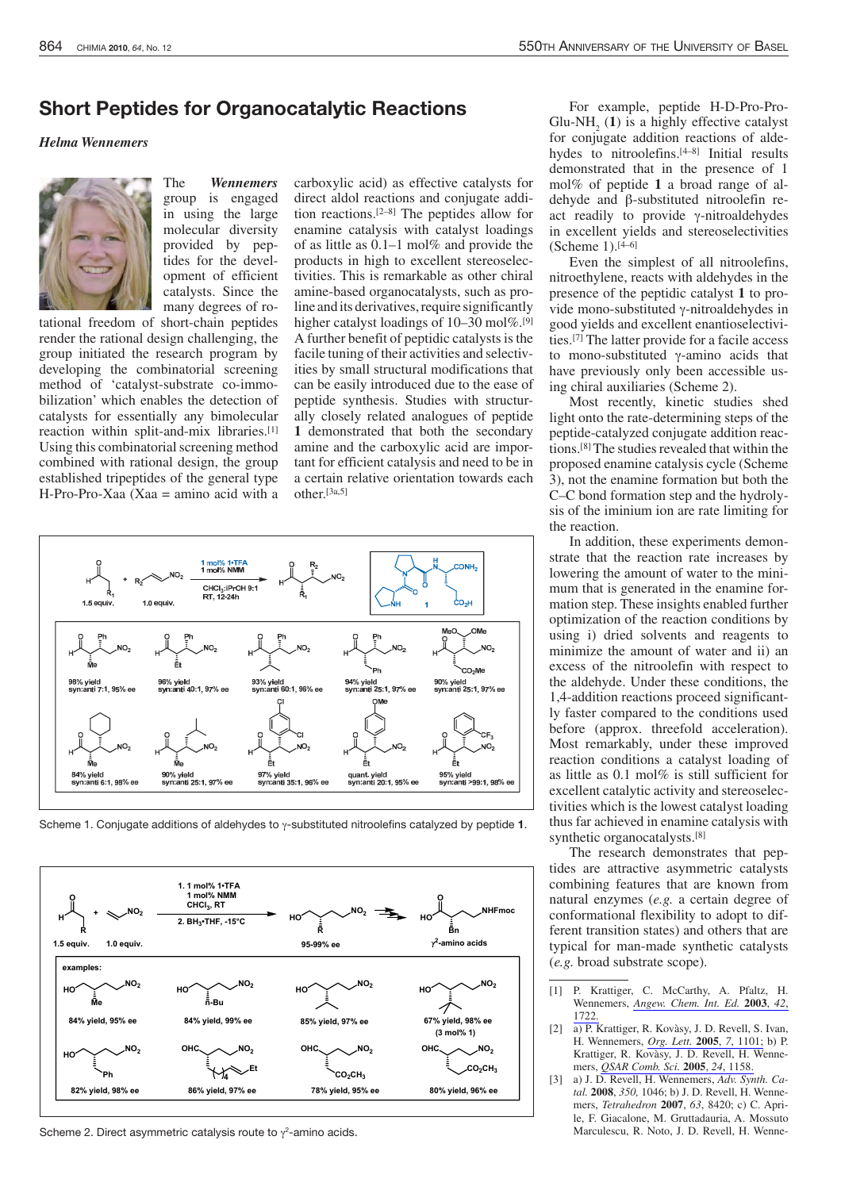# Short Peptides for Organocatalytic Reactions

*Helma Wennemers*

The ***Wennemers*** group is engaged in using the large molecular diversity provided by peptides for the development of efficient catalysts. Since the many degrees of rotational freedom of short-chain peptides render the rational design challenging, the group initiated the research program by developing the combinatorial screening method of 'catalyst-substrate co-immobilization' which enables the detection of catalysts for essentially any bimolecular reaction within split-and-mix libraries.[1] Using this combinatorial screening method combined with rational design, the group established tripeptides of the general type H-Pro-Pro-Xaa (Xaa = amino acid with a carboxylic acid) as effective catalysts for direct aldol reactions and conjugate addition reactions.[2–8] The peptides allow for enamine catalysis with catalyst loadings of as little as 0.1–1 mol% and provide the products in high to excellent stereoselectivities. This is remarkable as other chiral amine-based organocatalysts, such as proline and its derivatives, require significantly higher catalyst loadings of 10–30 mol%.[9] A further benefit of peptidic catalysts is the facile tuning of their activities and selectivities by small structural modifications that can be easily introduced due to the ease of peptide synthesis. Studies with structurally closely related analogues of peptide **1** demonstrated that both the secondary amine and the carboxylic acid are important for efficient catalysis and need to be in a certain relative orientation towards each other.[3a,5]

For example, peptide H-D-Pro-Pro-Glu-$NH_2$ (**1**) is a highly effective catalyst for conjugate addition reactions of aldehydes to nitroolefins.[4–8] Initial results demonstrated that in the presence of 1 mol% of peptide **1** a broad range of aldehyde and β-substituted nitroolefin react readily to provide γ-nitroaldehydes in excellent yields and stereoselectivities (Scheme 1).[4–6]

Even the simplest of all nitroolefins, nitroethylene, reacts with aldehydes in the presence of the peptidic catalyst **1** to provide mono-substituted γ-nitroaldehydes in good yields and excellent enantioselectivities.[7] The latter provide for a facile access to mono-substituted γ-amino acids that have previously only been accessible using chiral auxiliaries (Scheme 2).

Most recently, kinetic studies shed light onto the rate-determining steps of the peptide-catalyzed conjugate addition reactions.[8] The studies revealed that within the proposed enamine catalysis cycle (Scheme 3), not the enamine formation but both the C–C bond formation step and the hydrolysis of the iminium ion are rate limiting for the reaction.

In addition, these experiments demonstrate that the reaction rate increases by lowering the amount of water to the minimum that is generated in the enamine formation step. These insights enabled further optimization of the reaction conditions by using i) dried solvents and reagents to minimize the amount of water and ii) an excess of the nitroolefin with respect to the aldehyde. Under these conditions, the 1,4-addition reactions proceed significantly faster compared to the conditions used before (approx. threefold acceleration). Most remarkably, under these improved reaction conditions a catalyst loading of as little as 0.1 mol% is still sufficient for excellent catalytic activity and stereoselectivities which is the lowest catalyst loading thus far achieved in enamine catalysis with synthetic organocatalysts.[8]

The research demonstrates that peptides are attractive asymmetric catalysts combining features that are known from natural enzymes (*e.g.* a certain degree of conformational flexibility to adopt to different transition states) and others that are typical for man-made synthetic catalysts (*e.g.* broad substrate scope).

Reaction conditions: aldehyde (1.5 equiv.) + nitroolefin (1.0 equiv.), 1 mol% 1•TFA, 1 mol% NMM, $CHCl_3$:iPrOH 9:1, RT, 12-24h.

| R1 / R2 | Yield | syn:anti | ee |
|---|---|---|---|
| Me / Ph | 98% | 7:1 | 95% |
| Et / Ph | 96% | 40:1 | 97% |
| iPr / Ph | 93% | 60:1 | 96% |
| Bn / Ph | 94% | 25:1 | 97% |
| $CH_2CO_2Me$ / $CH(OMe)_2$ | 90% | 25:1 | 97% |
| Me / cyclohexyl | 84% | 6:1 | 98% |
| Me / isobutyl | 90% | 25:1 | 97% |
| Et / 2,4-dichlorophenyl | 97% | 35:1 | 96% |
| Et / 4-methoxyphenyl | quant. | 20:1 | 95% |
| Et / 2-$CF_3$-phenyl | 95% | >99:1 | 98% |

Scheme 1. Conjugate additions of aldehydes to γ-substituted nitroolefins catalyzed by peptide **1**.

Reaction conditions: aldehyde (1.5 equiv.) + nitroethylene (1.0 equiv.); 1. 1 mol% 1•TFA, 1 mol% NMM, $CHCl_3$, RT; 2. $BH_3$•THF, -15°C → 95-99% ee → $\gamma^2$-amino acids.

Examples:

| Product | Yield | ee |
|---|---|---|
| HO–CH₂CH(Me)CH₂NO₂ | 84% | 95% |
| HO–CH₂CH(n-Bu)CH₂NO₂ | 84% | 99% |
| HO–CH₂CH(iPr)CH₂NO₂ | 85% | 97% |
| HO–CH₂CH(allyl)CH₂NO₂ (3 mol% 1) | 67% | 98% |
| HO–CH₂CH(Bn)CH₂NO₂ | 82% | 98% |
| OHC–CH(($CH_2$)₄CH=CHEt)CH₂NO₂ | 86% | 97% |
| OHC–CH($CH_2CO_2CH_3$)CH₂NO₂ | 78% | 95% |
| OHC–CH($CH_2CH_2CO_2CH_3$)CH₂NO₂ | 80% | 96% |

Scheme 2. Direct asymmetric catalysis route to $\gamma^2$-amino acids.

[1] P. Krattiger, C. McCarthy, A. Pfaltz, H. Wennemers, *Angew. Chem. Int. Ed.* **2003**, *42*, 1722.

[2] a) P. Krattiger, R. Kovàsy, J. D. Revell, S. Ivan, H. Wennemers, *Org. Lett.* **2005**, *7*, 1101; b) P. Krattiger, R. Kovàsy, J. D. Revell, H. Wennemers, *QSAR Comb. Sci.* **2005**, *24*, 1158.

[3] a) J. D. Revell, H. Wennemers, *Adv. Synth. Catal.* **2008**, *350*, 1046; b) J. D. Revell, H. Wennemers, *Tetrahedron* **2007**, *63*, 8420; c) C. Aprile, F. Giacalone, M. Gruttadauria, A. Mossuto Marculescu, R. Noto, J. D. Revell, H. Wenne-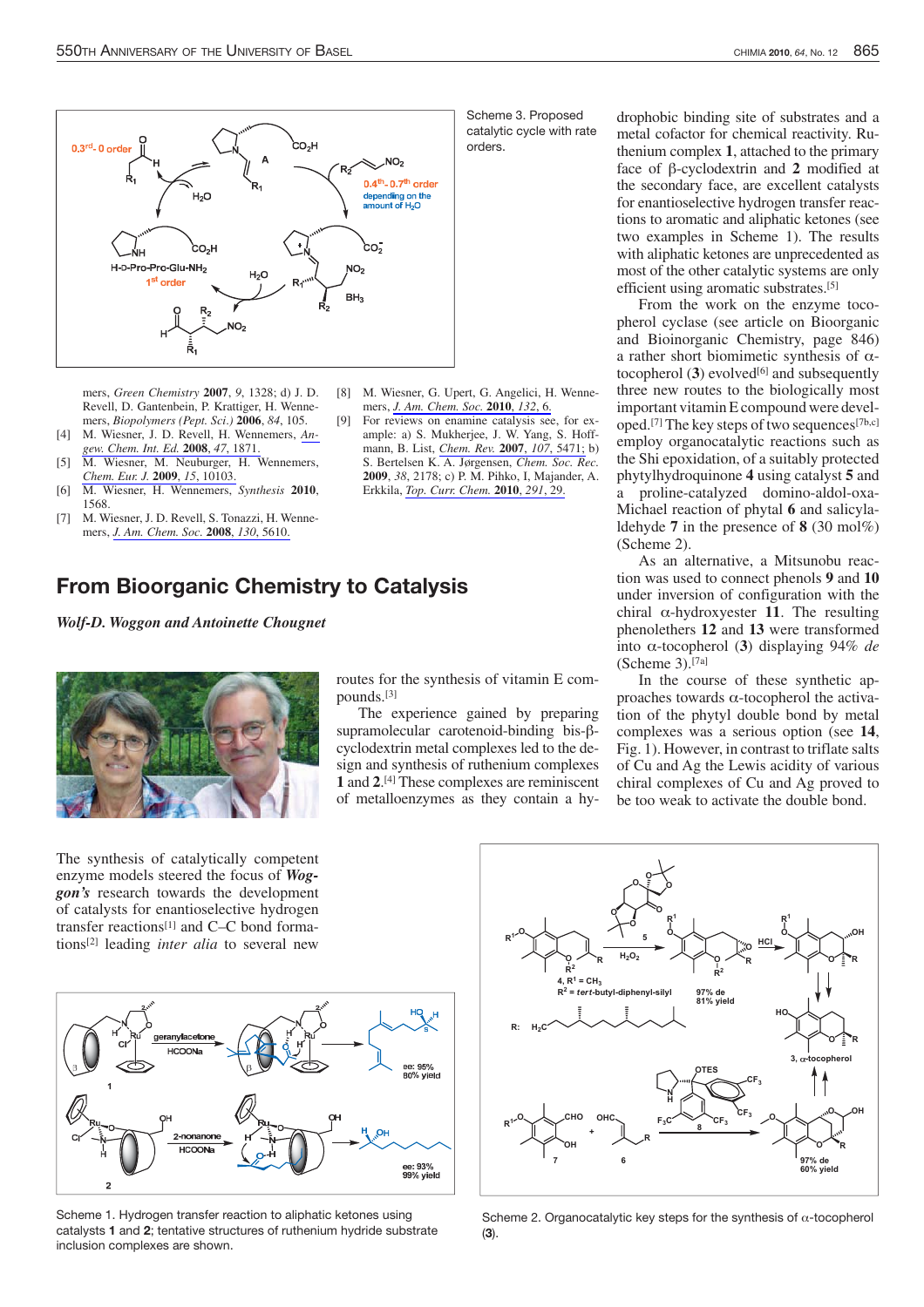Scheme 3. Proposed catalytic cycle with rate orders.

mers, *Green Chemistry* **2007**, *9*, 1328; d) J. D. Revell, D. Gantenbein, P. Krattiger, H. Wennemers, *Biopolymers (Pept. Sci.)* **2006**, *84*, 105.

[4] M. Wiesner, J. D. Revell, H. Wennemers, *Angew. Chem. Int. Ed.* **2008**, *47*, 1871.

[5] M. Wiesner, M. Neuburger, H. Wennemers, *Chem. Eur. J.* **2009**, *15*, 10103.

[6] M. Wiesner, H. Wennemers, *Synthesis* **2010**, 1568.

[7] M. Wiesner, J. D. Revell, S. Tonazzi, H. Wennemers, *J. Am. Chem. Soc.* **2008**, *130*, 5610.

[8] M. Wiesner, G. Upert, G. Angelici, H. Wennemers, *J. Am. Chem. Soc.* **2010**, *132*, 6.

[9] For reviews on enamine catalysis see, for example: a) S. Mukherjee, J. W. Yang, S. Hoffmann, B. List, *Chem. Rev.* **2007**, *107*, 5471; b) S. Bertelsen K. A. Jørgensen, *Chem. Soc. Rec.* **2009**, *38*, 2178; c) P. M. Pihko, I, Majander, A. Erkkila, *Top. Curr. Chem.* **2010**, *291*, 29.

## From Bioorganic Chemistry to Catalysis

***Wolf-D. Woggon and Antoinette Chougnet***

The synthesis of catalytically competent enzyme models steered the focus of ***Woggon's*** research towards the development of catalysts for enantioselective hydrogen transfer reactions[1] and C–C bond formations[2] leading *inter alia* to several new routes for the synthesis of vitamin E compounds.[3]

The experience gained by preparing supramolecular carotenoid-binding bis-β-cyclodextrin metal complexes led to the design and synthesis of ruthenium complexes **1** and **2**.[4] These complexes are reminiscent of metalloenzymes as they contain a hydrophobic binding site of substrates and a metal cofactor for chemical reactivity. Ruthenium complex **1**, attached to the primary face of β-cyclodextrin and **2** modified at the secondary face, are excellent catalysts for enantioselective hydrogen transfer reactions to aromatic and aliphatic ketones (see two examples in Scheme 1). The results with aliphatic ketones are unprecedented as most of the other catalytic systems are only efficient using aromatic substrates.[5]

From the work on the enzyme tocopherol cyclase (see article on Bioorganic and Bioinorganic Chemistry, page 846) a rather short biomimetic synthesis of α-tocopherol[6] (**3**) evolved[6] and subsequently three new routes to the biologically most important vitamin E compound were developed.[7] The key steps of two sequences[7b,c] employ organocatalytic reactions such as the Shi epoxidation, of a suitably protected phytylhydroquinone **4** using catalyst **5** and a proline-catalyzed domino-aldol-oxa-Michael reaction of phytal **6** and salicylaldehyde **7** in the presence of **8** (30 mol%) (Scheme 2).

As an alternative, a Mitsunobu reaction was used to connect phenols **9** and **10** under inversion of configuration with the chiral α-hydroxyester **11**. The resulting phenolethers **12** and **13** were transformed into α-tocopherol (**3**) displaying 94% *de* (Scheme 3).[7a]

In the course of these synthetic approaches towards α-tocopherol the activation of the phytyl double bond by metal complexes was a serious option (see **14**, Fig. 1). However, in contrast to triflate salts of Cu and Ag the Lewis acidity of various chiral complexes of Cu and Ag proved to be too weak to activate the double bond.

Scheme 1. Hydrogen transfer reaction to aliphatic ketones using catalysts **1** and **2**; tentative structures of ruthenium hydride substrate inclusion complexes are shown.

Scheme 2. Organocatalytic key steps for the synthesis of α-tocopherol (**3**).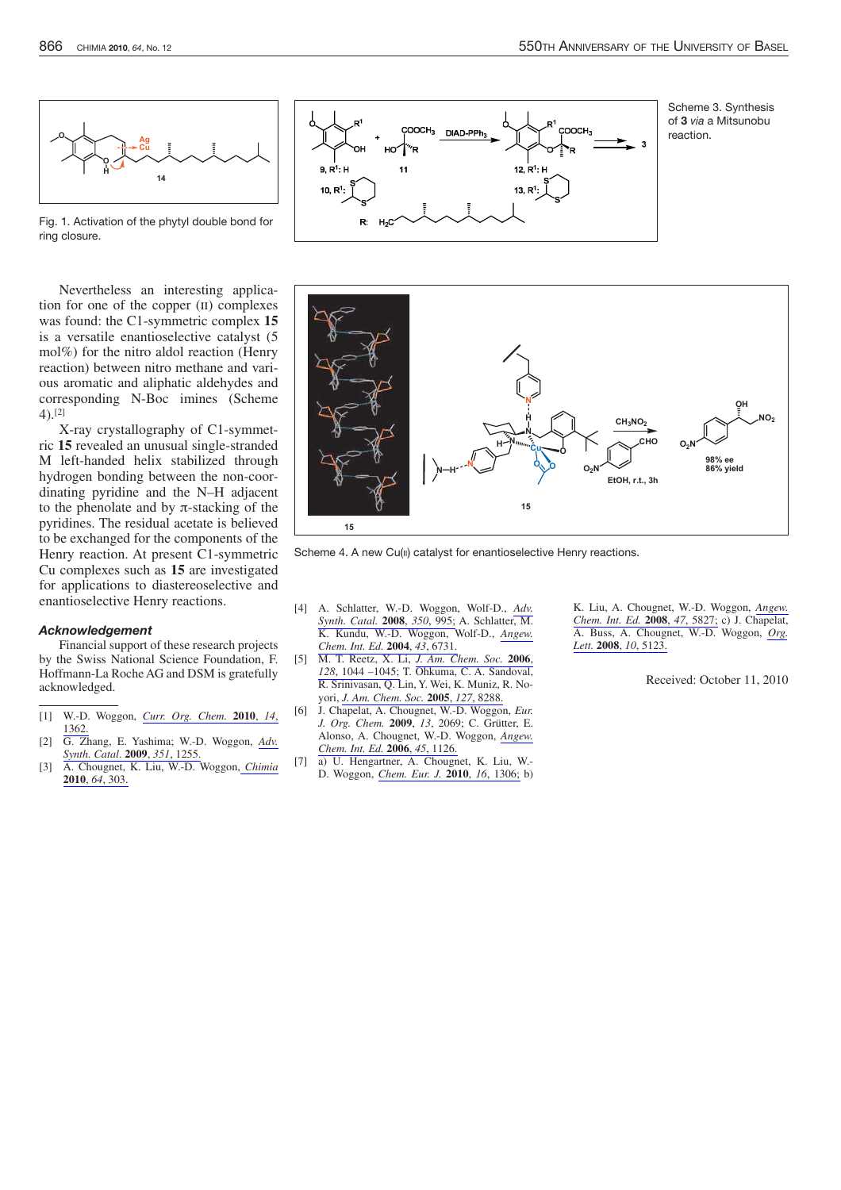Fig. 1. Activation of the phytyl double bond for ring closure.

Scheme 3. Synthesis of **3** *via* a Mitsunobu reaction.

Nevertheless an interesting application for one of the copper (II) complexes was found: the C1-symmetric complex **15** is a versatile enantioselective catalyst (5 mol%) for the nitro aldol reaction (Henry reaction) between nitro methane and various aromatic and aliphatic aldehydes and corresponding N-Boc imines (Scheme 4).[2]

X-ray crystallography of C1-symmetric **15** revealed an unusual single-stranded M left-handed helix stabilized through hydrogen bonding between the non-coordinating pyridine and the N–H adjacent to the phenolate and by π-stacking of the pyridines. The residual acetate is believed to be exchanged for the components of the Henry reaction. At present C1-symmetric Cu complexes such as **15** are investigated for applications to diastereoselective and enantioselective Henry reactions.

Scheme 4. A new Cu(II) catalyst for enantioselective Henry reactions.

### *Acknowledgement*

Financial support of these research projects by the Swiss National Science Foundation, F. Hoffmann-La Roche AG and DSM is gratefully acknowledged.

[1] W.-D. Woggon, *Curr. Org. Chem.* **2010**, *14*, 1362.

[2] G. Zhang, E. Yashima; W.-D. Woggon, *Adv. Synth. Catal.* **2009**, *351*, 1255.

[3] A. Chougnet, K. Liu, W.-D. Woggon, *Chimia* **2010**, *64*, 303.

[4] A. Schlatter, W.-D. Woggon, Wolf-D., *Adv. Synth. Catal.* **2008**, *350*, 995; A. Schlatter, M. K. Kundu, W.-D. Woggon, Wolf-D., *Angew. Chem. Int. Ed.* **2004**, *43*, 6731.

[5] M. T. Reetz, X. Li, *J. Am. Chem. Soc.* **2006**, *128*, 1044 –1045; T. Ohkuma, C. A. Sandoval, R. Srinivasan, Q. Lin, Y. Wei, K. Muniz, R. Noyori, *J. Am. Chem. Soc.* **2005**, *127*, 8288.

[6] J. Chapelat, A. Chougnet, W.-D. Woggon, *Eur. J. Org. Chem.* **2009**, *13*, 2069; C. Grütter, E. Alonso, A. Chougnet, W.-D. Woggon, *Angew. Chem. Int. Ed.* **2006**, *45*, 1126.

[7] a) U. Hengartner, A. Chougnet, K. Liu, W.-D. Woggon, *Chem. Eur. J.* **2010**, *16*, 1306; b) K. Liu, A. Chougnet, W.-D. Woggon, *Angew. Chem. Int. Ed.* **2008**, *47*, 5827; c) J. Chapelat, A. Buss, A. Chougnet, W.-D. Woggon, *Org. Lett.* **2008**, *10*, 5123.

Received: October 11, 2010